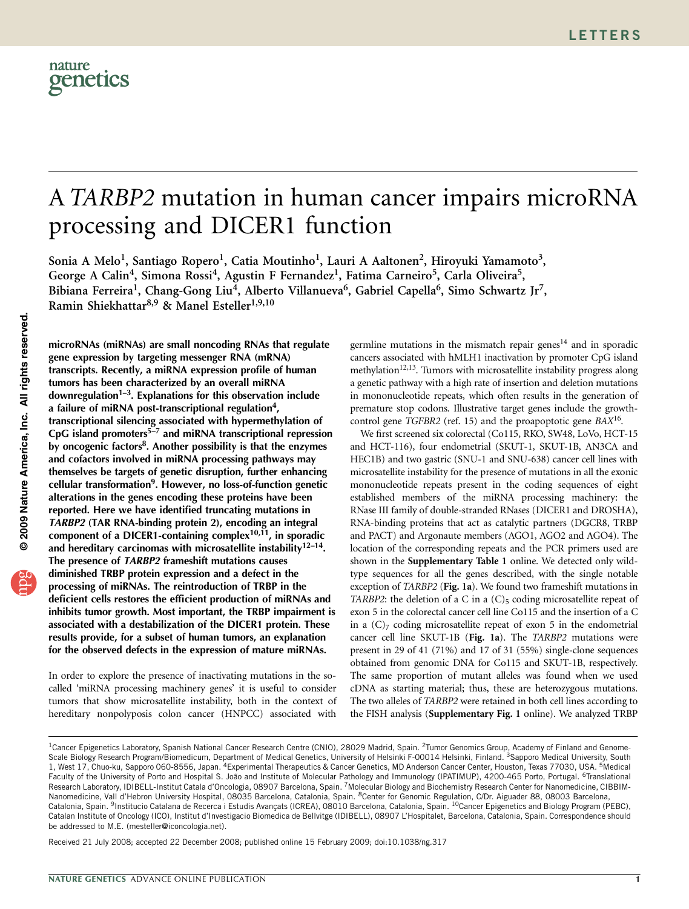# A *TARBP2* mutation in human cancer impairs microRNA processing and DICER1 function

Sonia A Melo[1], Santiago Ropero[1], Catia Moutinho[1], Lauri A Aaltonen[2], Hiroyuki Yamamoto[3], George A Calin[4], Simona Rossi[4], Agustin F Fernandez[1], Fatima Carneiro[5], Carla Oliveira[5], Bibiana Ferreira[1], Chang-Gong Liu[4], Alberto Villanueva[6], Gabriel Capella[6], Simo Schwartz Jr[7], Ramin Shiekhattar[8,9] & Manel Esteller[1,9,10]

**microRNAs (miRNAs) are small noncoding RNAs that regulate gene expression by targeting messenger RNA (mRNA) transcripts. Recently, a miRNA expression profile of human tumors has been characterized by an overall miRNA downregulation[1–3]. Explanations for this observation include a failure of miRNA post-transcriptional regulation[4], transcriptional silencing associated with hypermethylation of CpG island promoters[5–7] and miRNA transcriptional repression by oncogenic factors[8]. Another possibility is that the enzymes and cofactors involved in miRNA processing pathways may themselves be targets of genetic disruption, further enhancing cellular transformation[9]. However, no loss-of-function genetic alterations in the genes encoding these proteins have been reported. Here we have identified truncating mutations in *TARBP2* (TAR RNA-binding protein 2), encoding an integral component of a DICER1-containing complex[10,11], in sporadic and hereditary carcinomas with microsatellite instability[12–14]. The presence of *TARBP2* frameshift mutations causes diminished TRBP protein expression and a defect in the processing of miRNAs. The reintroduction of TRBP in the deficient cells restores the efficient production of miRNAs and inhibits tumor growth. Most important, the TRBP impairment is associated with a destabilization of the DICER1 protein. These results provide, for a subset of human tumors, an explanation for the observed defects in the expression of mature miRNAs.**

In order to explore the presence of inactivating mutations in the so-called 'miRNA processing machinery genes' it is useful to consider tumors that show microsatellite instability, both in the context of hereditary nonpolyposis colon cancer (HNPCC) associated with germline mutations in the mismatch repair genes[14] and in sporadic cancers associated with hMLH1 inactivation by promoter CpG island methylation[12,13]. Tumors with microsatellite instability progress along a genetic pathway with a high rate of insertion and deletion mutations in mononucleotide repeats, which often results in the generation of premature stop codons. Illustrative target genes include the growth-control gene *TGFBR2* (ref. 15) and the proapoptotic gene *BAX*[16].

We first screened six colorectal (Co115, RKO, SW48, LoVo, HCT-15 and HCT-116), four endometrial (SKUT-1, SKUT-1B, AN3CA and HEC1B) and two gastric (SNU-1 and SNU-638) cancer cell lines with microsatellite instability for the presence of mutations in all the exonic mononucleotide repeats present in the coding sequences of eight established members of the miRNA processing machinery: the RNase III family of double-stranded RNases (DICER1 and DROSHA), RNA-binding proteins that act as catalytic partners (DGCR8, TRBP and PACT) and Argonaute members (AGO1, AGO2 and AGO4). The location of the corresponding repeats and the PCR primers used are shown in the **Supplementary Table 1** online. We detected only wild-type sequences for all the genes described, with the single notable exception of *TARBP2* (**Fig. 1a**). We found two frameshift mutations in *TARBP2*: the deletion of a C in a $(C)_5$ coding microsatellite repeat of exon 5 in the colorectal cancer cell line Co115 and the insertion of a C in a $(C)_7$ coding microsatellite repeat of exon 5 in the endometrial cancer cell line SKUT-1B (**Fig. 1a**). The *TARBP2* mutations were present in 29 of 41 (71%) and 17 of 31 (55%) single-clone sequences obtained from genomic DNA for Co115 and SKUT-1B, respectively. The same proportion of mutant alleles was found when we used cDNA as starting material; thus, these are heterozygous mutations. The two alleles of *TARBP2* were retained in both cell lines according to the FISH analysis (**Supplementary Fig. 1** online). We analyzed TRBP

[1]Cancer Epigenetics Laboratory, Spanish National Cancer Research Centre (CNIO), 28029 Madrid, Spain. [2]Tumor Genomics Group, Academy of Finland and Genome-Scale Biology Research Program/Biomedicum, Department of Medical Genetics, University of Helsinki F-00014 Helsinki, Finland. [3]Sapporo Medical University, South 1, West 17, Chuo-ku, Sapporo 060-8556, Japan. [4]Experimental Therapeutics & Cancer Genetics, MD Anderson Cancer Center, Houston, Texas 77030, USA. [5]Medical Faculty of the University of Porto and Hospital S. João and Institute of Molecular Pathology and Immunology (IPATIMUP), 4200-465 Porto, Portugal. [6]Translational Research Laboratory, IDIBELL-Institut Catala d'Oncologia, 08907 Barcelona, Spain. [7]Molecular Biology and Biochemistry Research Center for Nanomedicine, CIBBIM-Nanomedicine, Vall d'Hebron University Hospital, 08035 Barcelona, Catalonia, Spain. [8]Center for Genomic Regulation, C/Dr. Aiguader 88, 08003 Barcelona, Catalonia, Spain. [9]Institucio Catalana de Recerca i Estudis Avançats (ICREA), 08010 Barcelona, Catalonia, Spain. [10]Cancer Epigenetics and Biology Program (PEBC), Catalan Institute of Oncology (ICO), Institut d'Investigacio Biomedica de Bellvitge (IDIBELL), 08907 L'Hospitalet, Barcelona, Catalonia, Spain. Correspondence should be addressed to M.E. (mesteller@iconcologia.net).

Received 21 July 2008; accepted 22 December 2008; published online 15 February 2009; doi:10.1038/ng.317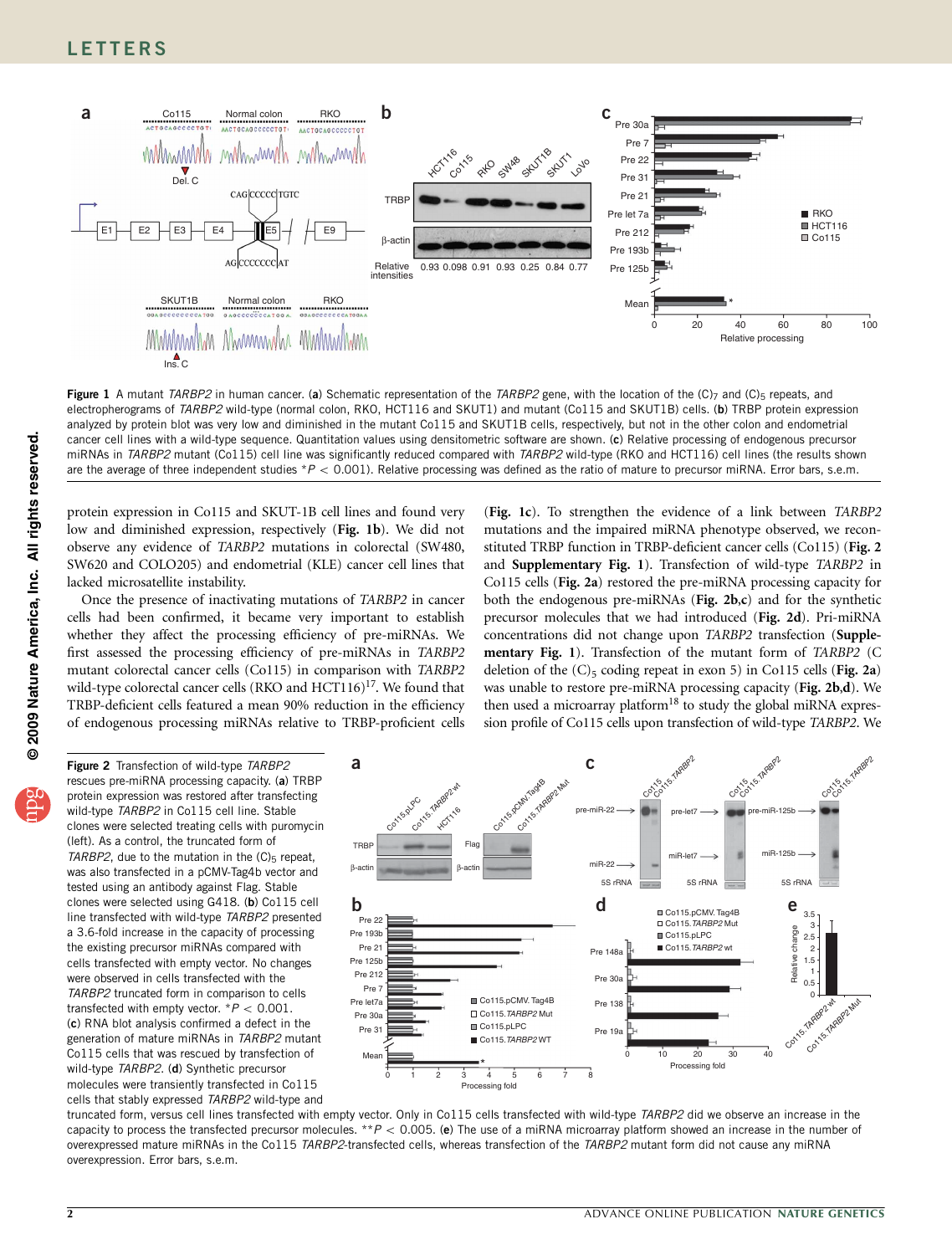a

Co115 Normal colon RKO

Del. C

CAG CCCCC TGTC

E1 E2 E3 E4 E5 E9

AG CCCCCCC AT

SKUT1B Normal colon RKO

Ins. C

b

HCT116 Co115 RKO SW48 SKUT1B SKUT1 LoVo

TRBP

β-actin

Relative intensities 0.93 0.098 0.91 0.93 0.25 0.84 0.77

c

Pre 30a
Pre 7
Pre 22
Pre 31
Pre 21
Pre let 7a
Pre 212
Pre 193b
Pre 125b
Mean *

RKO
HCT116
Co115

0 20 40 60 80 100
Relative processing

**Figure 1** A mutant *TARBP2* in human cancer. (**a**) Schematic representation of the *TARBP2* gene, with the location of the $(C)_7$ and $(C)_5$ repeats, and electropherograms of *TARBP2* wild-type (normal colon, RKO, HCT116 and SKUT1) and mutant (Co115 and SKUT1B) cells. (**b**) TRBP protein expression analyzed by protein blot was very low and diminished in the mutant Co115 and SKUT1B cells, respectively, but not in the other colon and endometrial cancer cell lines with a wild-type sequence. Quantitation values using densitometric software are shown. (**c**) Relative processing of endogenous precursor miRNAs in *TARBP2* mutant (Co115) cell line was significantly reduced compared with *TARBP2* wild-type (RKO and HCT116) cell lines (the results shown are the average of three independent studies $*P < 0.001$). Relative processing was defined as the ratio of mature to precursor miRNA. Error bars, s.e.m.

protein expression in Co115 and SKUT-1B cell lines and found very low and diminished expression, respectively (**Fig. 1b**). We did not observe any evidence of *TARBP2* mutations in colorectal (SW480, SW620 and COLO205) and endometrial (KLE) cancer cell lines that lacked microsatellite instability.

Once the presence of inactivating mutations of *TARBP2* in cancer cells had been confirmed, it became very important to establish whether they affect the processing efficiency of pre-miRNAs. We first assessed the processing efficiency of pre-miRNAs in *TARBP2* mutant colorectal cancer cells (Co115) in comparison with *TARBP2* wild-type colorectal cancer cells (RKO and HCT116)[17]. We found that TRBP-deficient cells featured a mean 90% reduction in the efficiency of endogenous processing miRNAs relative to TRBP-proficient cells (**Fig. 1c**). To strengthen the evidence of a link between *TARBP2* mutations and the impaired miRNA phenotype observed, we reconstituted TRBP function in TRBP-deficient cancer cells (Co115) (**Fig. 2** and **Supplementary Fig. 1**). Transfection of wild-type *TARBP2* in Co115 cells (**Fig. 2a**) restored the pre-miRNA processing capacity for both the endogenous pre-miRNAs (**Fig. 2b,c**) and for the synthetic precursor molecules that we had introduced (**Fig. 2d**). Pri-miRNA concentrations did not change upon *TARBP2* transfection (**Supplementary Fig. 1**). Transfection of the mutant form of *TARBP2* (C deletion of the $(C)_5$ coding repeat in exon 5) in Co115 cells (**Fig. 2a**) was unable to restore pre-miRNA processing capacity (**Fig. 2b,d**). We then used a microarray platform[18] to study the global miRNA expression profile of Co115 cells upon transfection of wild-type *TARBP2*. We

a

Co115.pLPC Co115.TARBP2 wt HCT116 Co115.pCMV.Tag4B Co115.TARBP2 Mut

TRBP Flag
β-actin β-actin

b

Pre 22
Pre 193b
Pre 21
Pre 125b
Pre 212
Pre 7
Pre let7a
Pre 30a
Pre 31
Mean *

Co115.pCMV. Tag4B
Co115.TARBP2 Mut
Co115.pLPC
Co115.TARBP2 WT

0 1 2 3 4 5 6 7 8
Processing fold

c

Co115 Co115.TARBP2

pre-miR-22
miR-22
5S rRNA
pre-let7
miR-let7
5S rRNA
pre-miR-125b
miR-125b
5S rRNA

d

Co115.pCMV. Tag4B
Co115.TARBP2 Mut
Co115.pLPC
Co115.TARBP2 wt

Pre 148a
Pre 30a
Pre 138
Pre 19a

0 10 20 30 40
Processing fold

e

Relative change
0 0.5 1 1.5 2 2.5 3 3.5

Co115.TARBP2 wt Co115.TARBP2 Mut

**Figure 2** Transfection of wild-type *TARBP2* rescues pre-miRNA processing capacity. (**a**) TRBP protein expression was restored after transfecting wild-type *TARBP2* in Co115 cell line. Stable clones were selected using puromycin (left). As a control, the truncated form of *TARBP2*, due to the mutation in the $(C)_5$ repeat, was also transfected in a pCMV-Tag4b vector and tested using an antibody against Flag. Stable clones were selected using G418. (**b**) Co115 cell line transfected with wild-type *TARBP2* presented a 3.6-fold increase in the capacity of processing the existing precursor miRNAs compared with cells transfected with empty vector. No changes were observed in cells transfected with the *TARBP2* truncated form in comparison to cells transfected with empty vector. $*P < 0.001$. (**c**) RNA blot analysis confirmed a defect in the generation of mature miRNAs in *TARBP2* mutant Co115 cells that was rescued by transfection of wild-type *TARBP2*. (**d**) Synthetic precursor molecules were transiently transfected in Co115 cells that stably expressed *TARBP2* wild-type and truncated form, versus cell lines transfected with empty vector. Only in Co115 cells transfected with wild-type *TARBP2* did we observe an increase in the capacity to process the transfected precursor molecules. $**P < 0.005$. (**e**) The use of a miRNA microarray platform showed an increase in the number of overexpressed mature miRNAs in the Co115 *TARBP2*-transfected cells, whereas transfection of the *TARBP2* mutant form did not cause any miRNA overexpression. Error bars, s.e.m.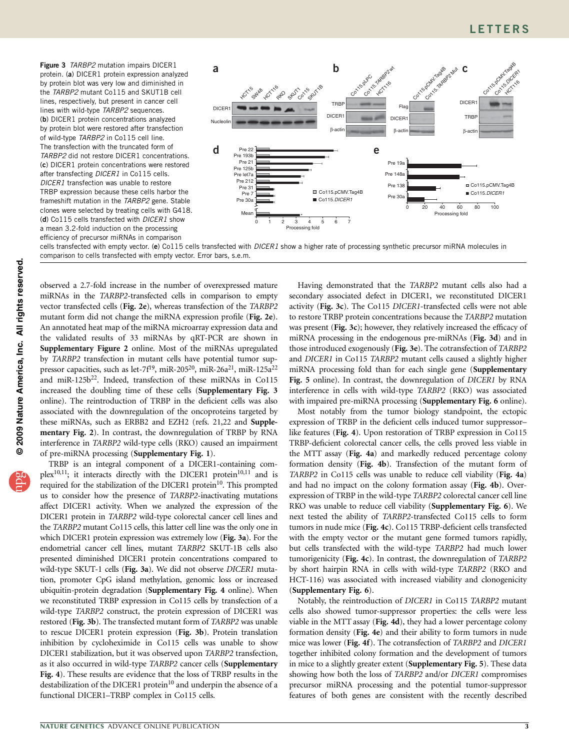a

HCT15 SW48 HCT116 RKO SKUT1 Co115 SKUT1B

DICER1

Nucleolin

b

Co115.pLPC Co115.TARBP2 wt HCT116

TRBP

DICER1

β-actin

Co115.pCMV.Tag4B Co115.TARBP2 Mut

Flag

DICER1

β-actin

c

Co115.pCMV.Tag4B Co115.DICER1 HCT116

DICER1

TRBP

β-actin

d

Pre 22
Pre 193b
Pre 21
Pre 125b
Pre let7a
Pre 212
Pre 31
Pre 7
Pre 30a

Mean

0 1 2 3 4 5 6 7

Processing fold

Co115.pCMV.Tag4B
Co115.DICER1

e

Pre 19a
Pre 148a
Pre 138
Pre 30a

0 20 40 60 80 100

Processing fold

Co115.pCMV.Tag4B
Co115.DICER1

**Figure 3** *TARBP2* mutation impairs DICER1 protein. (**a**) DICER1 protein expression analyzed by protein blot was very low and diminished in the *TARBP2* mutant Co115 and SKUT1B cell lines, respectively, but present in cancer cell lines with wild-type *TARBP2* sequences. (**b**) DICER1 protein concentrations analyzed by protein blot were restored after transfection of wild-type *TARBP2* in Co115 cell line. The transfection with the truncated form of *TARBP2* did not restore DICER1 concentrations. (**c**) DICER1 protein concentrations were restored after transfecting *DICER1* in Co115 cells. *DICER1* transfection was unable to restore TRBP expression because these cells harbor the frameshift mutation in the *TARBP2* gene. Stable clones were selected by treating cells with G418. (**d**) Co115 cells transfected with *DICER1* show a mean 3.2-fold induction on the processing efficiency of precursor miRNAs in comparison cells transfected with empty vector. (**e**) Co115 cells transfected with *DICER1* show a higher rate of processing synthetic precursor miRNA molecules in comparison to cells transfected with empty vector. Error bars, s.e.m.

observed a 2.7-fold increase in the number of overexpressed mature miRNAs in the *TARBP2*-transfected cells in comparison to empty vector transfected cells (**Fig. 2e**), whereas transfection of the *TARBP2* mutant form did not change the miRNA expression profile (**Fig. 2e**). An annotated heat map of the miRNA microarray expression data and the validated results of 33 miRNAs by qRT-PCR are shown in **Supplementary Figure 2** online. Most of the miRNAs upregulated by *TARBP2* transfection in mutant cells have potential tumor suppressor capacities, such as let-7f[19], miR-205[20], miR-26a[21], miR-125a[22] and miR-125b[22]. Indeed, transfection of these miRNAs in Co115 increased the doubling time of these cells (**Supplementary Fig. 3** online). The reintroduction of TRBP in the deficient cells was also associated with the downregulation of the oncoproteins targeted by these miRNAs, such as ERBB2 and EZH2 (refs. 21,22 and **Supplementary Fig. 2**). In contrast, the downregulation of TRBP by RNA interference in *TARBP2* wild-type cells (RKO) caused an impairment of pre-miRNA processing (**Supplementary Fig. 1**).

TRBP is an integral component of a DICER1-containing complex[10,11]; it interacts directly with the DICER1 protein[10,11] and is required for the stabilization of the DICER1 protein[10]. This prompted us to consider how the presence of *TARBP2*-inactivating mutations affect DICER1 activity. When we analyzed the expression of the DICER1 protein in *TARBP2* wild-type colorectal cancer cell lines and the *TARBP2* mutant Co115 cells, this latter cell line was the only one in which DICER1 protein expression was extremely low (**Fig. 3a**). For the endometrial cancer cell lines, mutant *TARBP2* SKUT-1B cells also presented diminished DICER1 protein concentrations compared to wild-type SKUT-1 cells (**Fig. 3a**). We did not observe *DICER1* mutation, promoter CpG island methylation, genomic loss or increased ubiquitin-protein degradation (**Supplementary Fig. 4** online). When we reconstituted TRBP expression in Co115 cells by transfection of a wild-type *TARBP2* construct, the protein expression of DICER1 was restored (**Fig. 3b**). The transfected mutant form of *TARBP2* was unable to rescue DICER1 protein expression (**Fig. 3b**). Protein translation inhibition by cycloheximide in Co115 cells was unable to show DICER1 stabilization, but it was observed upon *TARBP2* transfection, as it also occurred in wild-type *TARBP2* cancer cells (**Supplementary Fig. 4**). These results are evidence that the loss of TRBP results in the destabilization of the DICER1 protein[10] and underpin the absence of a functional DICER1–TRBP complex in Co115 cells.

Having demonstrated that the *TARBP2* mutant cells also had a secondary associated defect in DICER1, we reconstituted DICER1 activity (**Fig. 3c**). The Co115 *DICER1*-transfected cells were not able to restore TRBP protein concentrations because the *TARBP2* mutation was present (**Fig. 3c**); however, they relatively increased the efficacy of miRNA processing in the endogenous pre-miRNAs (**Fig. 3d**) and in those introduced exogenously (**Fig. 3e**). The cotransfection of *TARBP2* and *DICER1* in Co115 *TARBP2* mutant cells caused a slightly higher miRNA processing fold than for each single gene (**Supplementary Fig. 5** online). In contrast, the downregulation of *DICER1* by RNA interference in cells with wild-type *TARBP2* (RKO) was associated with impaired pre-miRNA processing (**Supplementary Fig. 6** online).

Most notably from the tumor biology standpoint, the ectopic expression of TRBP in the deficient cells induced tumor suppressor–like features (**Fig. 4**). Upon restoration of TRBP expression in Co115 TRBP-deficient colorectal cancer cells, the cells proved less viable in the MTT assay (**Fig. 4a**) and markedly reduced percentage colony formation density (**Fig. 4b**). Transfection of the mutant form of *TARBP2* in Co115 cells was unable to reduce cell viability (**Fig. 4a**) and had no impact on the colony formation assay (**Fig. 4b**). Overexpression of TRBP in the wild-type *TARBP2* colorectal cancer cell line RKO was unable to reduce cell viability (**Supplementary Fig. 6**). We next tested the ability of *TARBP2*-transfected Co115 cells to form tumors in nude mice (**Fig. 4c**). Co115 TRBP-deficient cells transfected with the empty vector or the mutant gene formed tumors rapidly, but cells transfected with the wild-type *TARBP2* had much lower tumorigenicity (**Fig. 4c**). In contrast, the downregulation of *TARBP2* by short hairpin RNA in cells with wild-type *TARBP2* (RKO and HCT-116) was associated with increased viability and clonogenicity (**Supplementary Fig. 6**).

Notably, the reintroduction of *DICER1* in Co115 *TARBP2* mutant cells also showed tumor-suppressor properties: the cells were less viable in the MTT assay (**Fig. 4d**), they had a lower percentage colony formation density (**Fig. 4e**) and their ability to form tumors in nude mice was lower (**Fig. 4f**). The cotransfection of *TARBP2* and *DICER1* together inhibited colony formation and the development of tumors in mice to a slightly greater extent (**Supplementary Fig. 5**). These data showing how both the loss of *TARBP2* and/or *DICER1* compromises precursor miRNA processing and the potential tumor-suppressor features of both genes are consistent with the recently described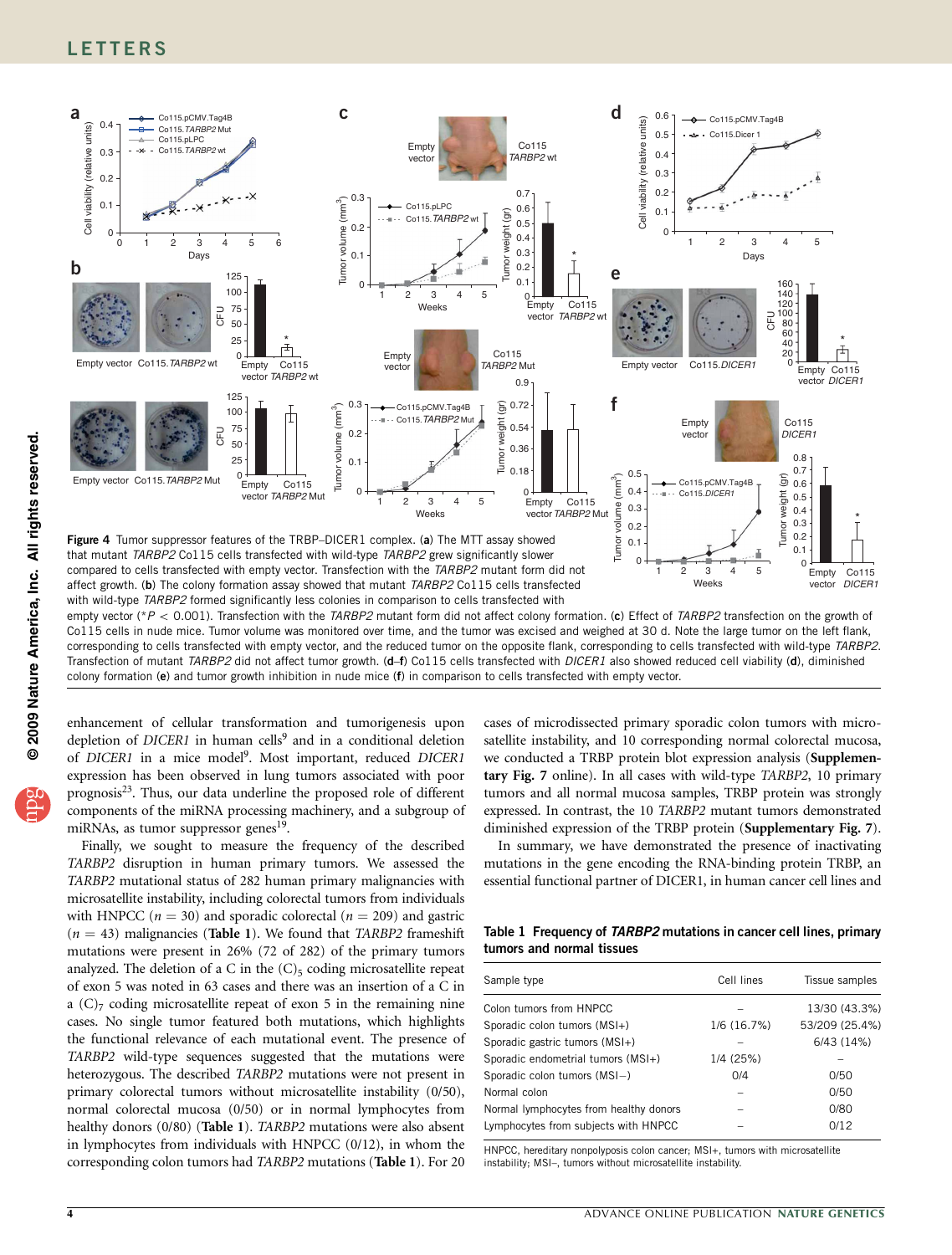a

0.4
0.3
0.2
0.1
0

Cell viability (relative units)

Co115.pCMV.Tag4B
Co115.*TARBP2* Mut
Co115.pLPC
Co115.*TARBP2* wt

0 1 2 3 4 5 6
Days

b

Empty vector Co115.*TARBP2* wt

CFU
125
100
75
50
25
0
Empty vector Co115 *TARBP2* wt

Empty vector Co115.*TARBP2* Mut

CFU
125
100
75
50
25
0
Empty vector Co115 *TARBP2* Mut

c

Empty vector Co115 *TARBP2* wt

Tumor volume (mm³)
0.3
0.2
0.1
0
Co115.pLPC
Co115.*TARBP2* wt
1 2 3 4 5
Weeks

Tumor weight (gr)
0.7
0.6
0.5
0.4
0.3
0.2
0.1
0
Empty vector Co115 *TARBP2* wt

Empty vector Co115 *TARBP2* Mut

Tumor volume (mm³)
0.3
0.2
0.1
0
Co115.pCMV.Tag4B
Co115.*TARBP2* Mut
1 2 3 4 5
Weeks

Tumor weight (gr)
0.9
0.72
0.54
0.36
0.18
0
Empty vector Co115 *TARBP2* Mut

d

Cell viability (relative units)
0.6
0.5
0.4
0.3
0.2
0.1
0
Co115.pCMV.Tag4B
Co115.Dicer 1
1 2 3 4 5
Days

e

Empty vector Co115.*DICER1*

CFU
160
140
120
100
80
60
40
20
0
Empty vector Co115 *DICER1*

f

Empty vector Co115 *DICER1*

Tumor volume (mm³)
0.5
0.4
0.3
0.2
0.1
0
Co115.pCMV.Tag4B
Co115.*DICER1*
1 2 3 4 5
Weeks

Tumor weight (gr)
0.8
0.7
0.6
0.5
0.4
0.3
0.2
0.1
0
Empty vector Co115 *DICER1*

**Figure 4** Tumor suppressor features of the TRBP–DICER1 complex. (**a**) The MTT assay showed that mutant *TARBP2* Co115 cells transfected with wild-type *TARBP2* grew significantly slower compared to cells transfected with empty vector. Transfection with the *TARBP2* mutant form did not affect growth. (**b**) The colony formation assay showed that mutant *TARBP2* Co115 cells transfected with wild-type *TARBP2* formed significantly less colonies in comparison to cells transfected with empty vector (*$P < 0.001$). Transfection with the *TARBP2* mutant form did not affect colony formation. (**c**) Effect of *TARBP2* transfection on the growth of Co115 cells in nude mice. Tumor volume was monitored over time, and the tumor was excised and weighed at 30 d. Note the large tumor on the left flank, corresponding to cells transfected with empty vector, and the reduced tumor on the opposite flank, corresponding to cells transfected with wild-type *TARBP2*. Transfection of mutant *TARBP2* did not affect tumor growth. (**d**–**f**) Co115 cells transfected with *DICER1* also showed reduced cell viability (**d**), diminished colony formation (**e**) and tumor growth inhibition in nude mice (**f**) in comparison to cells transfected with empty vector.

enhancement of cellular transformation and tumorigenesis upon depletion of *DICER1* in human cells[9] and in a conditional deletion of *DICER1* in a mice model[9]. Most important, reduced *DICER1* expression has been observed in lung tumors associated with poor prognosis[23]. Thus, our data underline the proposed role of different components of the miRNA processing machinery, and a subgroup of miRNAs, as tumor suppressor genes[19].

Finally, we sought to measure the frequency of the described *TARBP2* disruption in human primary tumors. We assessed the *TARBP2* mutational status of 282 human primary malignancies with microsatellite instability, including colorectal tumors from individuals with HNPCC ($n = 30$) and sporadic colorectal ($n = 209$) and gastric ($n = 43$) malignancies (**Table 1**). We found that *TARBP2* frameshift mutations were present in 26% (72 of 282) of the primary tumors analyzed. The deletion of a C in the $(C)_5$ coding microsatellite repeat of exon 5 was noted in 63 cases and there was an insertion of a C in a $(C)_7$ coding microsatellite repeat of exon 5 in the remaining nine cases. No single tumor featured both mutations, which highlights the functional relevance of each mutational event. The presence of *TARBP2* wild-type sequences suggested that the mutations were heterozygous. The described *TARBP2* mutations were not present in primary colorectal tumors without microsatellite instability (0/50), normal colorectal mucosa (0/50) or in normal lymphocytes from healthy donors (0/80) (**Table 1**). *TARBP2* mutations were also absent in lymphocytes from individuals with HNPCC (0/12), in whom the corresponding colon tumors had *TARBP2* mutations (**Table 1**). For 20 cases of microdissected primary sporadic colon tumors with microsatellite instability, and 10 corresponding normal colorectal mucosa, we conducted a TRBP protein blot expression analysis (**Supplementary Fig. 7** online). In all cases with wild-type *TARBP2*, 10 primary tumors and all normal mucosa samples, TRBP protein was strongly expressed. In contrast, the 10 *TARBP2* mutant tumors demonstrated diminished expression of the TRBP protein (**Supplementary Fig. 7**).

In summary, we have demonstrated the presence of inactivating mutations in the gene encoding the RNA-binding protein TRBP, an essential functional partner of DICER1, in human cancer cell lines and

**Table 1 Frequency of *TARBP2* mutations in cancer cell lines, primary tumors and normal tissues**

| Sample type | Cell lines | Tissue samples |
|---|---|---|
| Colon tumors from HNPCC | – | 13/30 (43.3%) |
| Sporadic colon tumors (MSI+) | 1/6 (16.7%) | 53/209 (25.4%) |
| Sporadic gastric tumors (MSI+) | – | 6/43 (14%) |
| Sporadic endometrial tumors (MSI+) | 1/4 (25%) | – |
| Sporadic colon tumors (MSI–) | 0/4 | 0/50 |
| Normal colon | – | 0/50 |
| Normal lymphocytes from healthy donors | – | 0/80 |
| Lymphocytes from subjects with HNPCC | – | 0/12 |

HNPCC, hereditary nonpolyposis colon cancer; MSI+, tumors with microsatellite instability; MSI–, tumors without microsatellite instability.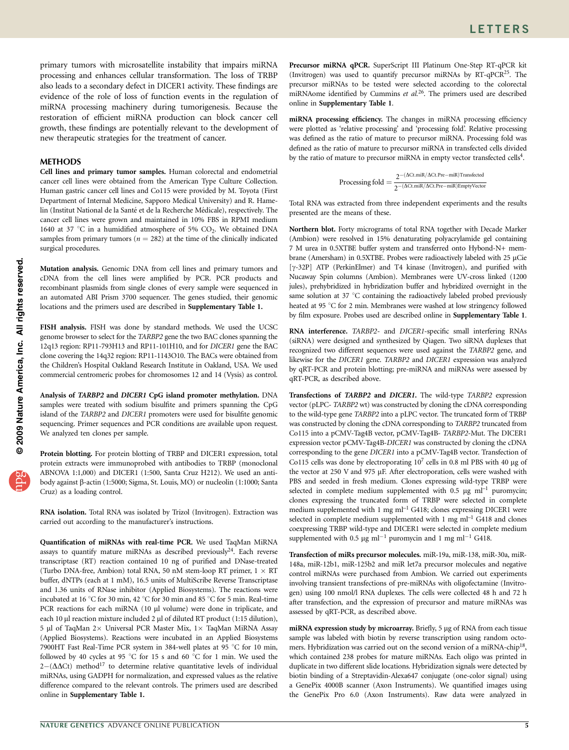primary tumors with microsatellite instability that impairs miRNA processing and enhances cellular transformation. The loss of TRBP also leads to a secondary defect in DICER1 activity. These findings are evidence of the role of loss of function events in the regulation of miRNA processing machinery during tumorigenesis. Because the restoration of efficient miRNA production can block cancer cell growth, these findings are potentially relevant to the development of new therapeutic strategies for the treatment of cancer.

## METHODS

**Cell lines and primary tumor samples.** Human colorectal and endometrial cancer cell lines were obtained from the American Type Culture Collection. Human gastric cancer cell lines and Co115 were provided by M. Toyota (First Department of Internal Medicine, Sapporo Medical University) and R. Hamelin (Institut National de la Santé et de la Recherche Médicale), respectively. The cancer cell lines were grown and maintained in 10% FBS in RPMI medium 1640 at 37 °C in a humidified atmosphere of 5% $CO_2$. We obtained DNA samples from primary tumors ($n = 282$) at the time of the clinically indicated surgical procedures.

**Mutation analysis.** Genomic DNA from cell lines and primary tumors and cDNA from the cell lines were amplified by PCR. PCR products and recombinant plasmids from single clones of every sample were sequenced in an automated ABI Prism 3700 sequencer. The genes studied, their genomic locations and the primers used are described in **Supplementary Table 1.**

**FISH analysis.** FISH was done by standard methods. We used the UCSC genome browser to select for the *TARBP2* gene the two BAC clones spanning the 12q13 region: RP11-793H13 and RP11-101H10, and for *DICER1* gene the BAC clone covering the 14q32 region: RP11-1143O10. The BACs were obtained from the Children's Hospital Oakland Research Institute in Oakland, USA. We used commercial centromeric probes for chromosomes 12 and 14 (Vysis) as control.

**Analysis of *TARBP2* and *DICER1* CpG island promoter methylation.** DNA samples were treated with sodium bisulfite and primers spanning the CpG island of the *TARBP2* and *DICER1* promoters were used for bisulfite genomic sequencing. Primer sequences and PCR conditions are available upon request. We analyzed ten clones per sample.

**Protein blotting.** For protein blotting of TRBP and DICER1 expression, total protein extracts were immunoprobed with antibodies to TRBP (monoclonal ABNOVA 1:1,000) and DICER1 (1:500, Santa Cruz H212). We used an antibody against β-actin (1:5000; Sigma, St. Louis, MO) or nucleolin (1:1000; Santa Cruz) as a loading control.

**RNA isolation.** Total RNA was isolated by Trizol (Invitrogen). Extraction was carried out according to the manufacturer's instructions.

**Quantification of miRNAs with real-time PCR.** We used TaqMan MiRNA assays to quantify mature miRNAs as described previously[24]. Each reverse transcriptase (RT) reaction contained 10 ng of purified and DNase-treated (Turbo DNA-free, Ambion) total RNA, 50 nM stem-loop RT primer, 1 × RT buffer, dNTPs (each at 1 mM), 16.5 units of MultiScribe Reverse Transcriptase and 1.36 units of RNase inhibitor (Applied Biosystems). The reactions were incubated at 16 °C for 30 min, 42 °C for 30 min and 85 °C for 5 min. Real-time PCR reactions for each miRNA (10 μl volume) were done in triplicate, and each 10 μl reaction mixture included 2 μl of diluted RT product (1:15 dilution), 5 μl of TaqMan 2× Universal PCR Master Mix, 1× TaqMan MiRNA Assay (Applied Biosystems). Reactions were incubated in an Applied Biosystems 7900HT Fast Real-Time PCR system in 384-well plates at 95 °C for 10 min, followed by 40 cycles at 95 °C for 15 s and 60 °C for 1 min. We used the $2-(\Delta\Delta Ct)$ method[17] to determine relative quantitative levels of individual miRNAs, using GADPH for normalization, and expressed values as the relative difference compared to the relevant controls. The primers used are described online in **Supplementary Table 1.**

**Precursor miRNA qPCR.** SuperScript III Platinum One-Step RT-qPCR kit (Invitrogen) was used to quantify precursor miRNAs by RT-qPCR[25]. The precursor miRNAs to be tested were selected according to the colorectal miRNAome identified by Cummins *et al.*[26]. The primers used are described online in **Supplementary Table 1**.

**miRNA processing efficiency.** The changes in miRNA processing efficiency were plotted as 'relative processing' and 'processing fold'. Relative processing was defined as the ratio of mature to precursor miRNA. Processing fold was defined as the ratio of mature to precursor miRNA in transfected cells divided by the ratio of mature to precursor miRNA in empty vector transfected cells[4].

$$\text{Processing fold} = \frac{2^{-(\Delta \text{Ct.miR}/\Delta \text{Ct.Pre-miR})\text{Transfected}}}{2^{-(\Delta \text{Ct.miR}/\Delta \text{Ct.Pre-miR})\text{EmptyVector}}}$$

Total RNA was extracted from three independent experiments and the results presented are the means of these.

**Northern blot.** Forty micrograms of total RNA together with Decade Marker (Ambion) were resolved in 15% denaturating polyacrylamide gel containing 7 M urea in 0.5XTBE buffer system and transferred onto Hybond-N+ membrane (Amersham) in 0.5XTBE. Probes were radioactively labeled with 25 μCie [γ-32P] ATP (PerkinElmer) and T4 kinase (Invitrogen), and purified with Nucaway Spin columns (Ambion). Membranes were UV-cross linked (1200 jules), prehybridized in hybridization buffer and hybridized overnight in the same solution at 37 °C containing the radioactively labeled probed previously heated at 95 °C for 2 min. Membranes were washed at low stringency followed by film exposure. Probes used are described online in **Supplementary Table 1**.

**RNA interference.** *TARBP2*- and *DICER1*-specific small interfering RNAs (siRNA) were designed and synthesized by Qiagen. Two siRNA duplexes that recognized two different sequences were used against the *TARBP2* gene, and likewise for the *DICER1* gene. *TARBP2* and *DICER1* expression was analyzed by qRT-PCR and protein blotting; pre-miRNA and miRNAs were assessed by qRT-PCR, as described above.

**Transfections of *TARBP2* and *DICER1*.** The wild-type *TARBP2* expression vector (pLPC- *TARBP2* wt) was constructed by cloning the cDNA corresponding to the wild-type gene *TARBP2* into a pLPC vector. The truncated form of TRBP was constructed by cloning the cDNA corresponding to *TARBP2* truncated from Co115 into a pCMV-Tag4B vector, pCMV-Tag4B- *TARBP2*-Mut. The DICER1 expression vector pCMV-Tag4B-*DICER1* was constructed by cloning the cDNA corresponding to the gene *DICER1* into a pCMV-Tag4B vector. Transfection of Co115 cells was done by electroporating $10^7$ cells in 0.8 ml PBS with 40 μg of the vector at 250 V and 975 μF. After electroporation, cells were washed with PBS and seeded in fresh medium. Clones expressing wild-type TRBP were selected in complete medium supplemented with 0.5 μg $ml^{-1}$ puromycin; clones expressing the truncated form of TRBP were selected in complete medium supplemented with 1 mg $ml^{-1}$ G418; clones expressing DICER1 were selected in complete medium supplemented with 1 mg $ml^{-1}$ G418 and clones coexpressing TRBP wild-type and DICER1 were selected in complete medium supplemented with 0.5 μg $ml^{-1}$ puromycin and 1 mg $ml^{-1}$ G418.

**Transfection of miRs precursor molecules.** miR-19a, miR-138, miR-30a, miR-148a, miR-12b1, miR-125b2 and miR let7a precursor molecules and negative control miRNAs were purchased from Ambion. We carried out experiments involving transient transfections of pre-miRNAs with oligofectamine (Invitrogen) using 100 nmol/l RNA duplexes. The cells were collected 48 h and 72 h after transfection, and the expression of precursor and mature miRNAs was assessed by qRT-PCR, as described above.

**miRNA expression study by microarray.** Briefly, 5 μg of RNA from each tissue sample was labeled with biotin by reverse transcription using random octomers. Hybridization was carried out on the second version of a miRNA-chip[18], which contained 238 probes for mature miRNAs. Each oligo was printed in duplicate in two different slide locations. Hybridization signals were detected by biotin binding of a Streptavidin-Alexa647 conjugate (one-color signal) using a GenePix 4000B scanner (Axon Instruments). We quantified images using the GenePix Pro 6.0 (Axon Instruments). Raw data were analyzed in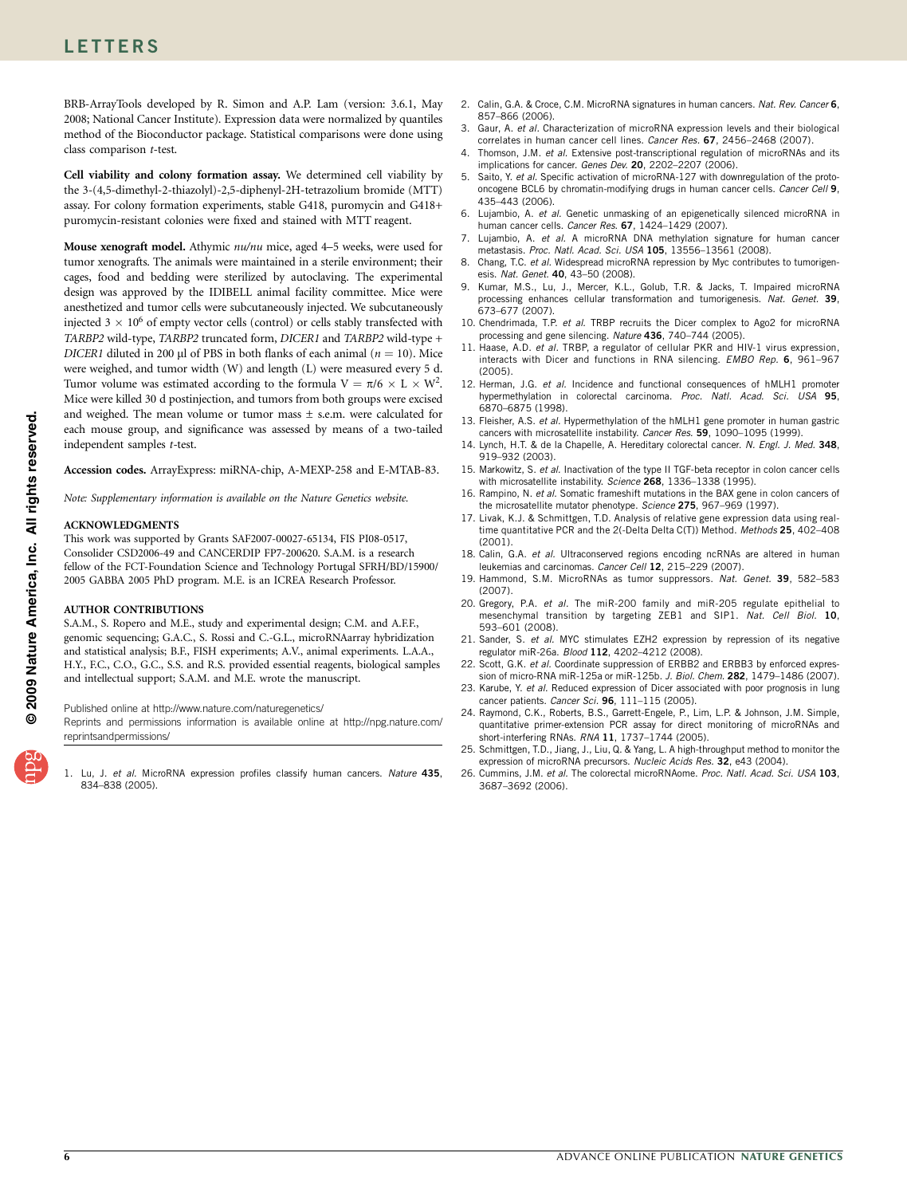BRB-ArrayTools developed by R. Simon and A.P. Lam (version: 3.6.1, May 2008; National Cancer Institute). Expression data were normalized by quantiles method of the Bioconductor package. Statistical comparisons were done using class comparison *t*-test.

**Cell viability and colony formation assay.** We determined cell viability by the 3-(4,5-dimethyl-2-thiazolyl)-2,5-diphenyl-2H-tetrazolium bromide (MTT) assay. For colony formation experiments, stable G418, puromycin and G418+ puromycin-resistant colonies were fixed and stained with MTT reagent.

**Mouse xenograft model.** Athymic *nu/nu* mice, aged 4–5 weeks, were used for tumor xenografts. The animals were maintained in a sterile environment; their cages, food and bedding were sterilized by autoclaving. The experimental design was approved by the IDIBELL animal facility committee. Mice were anesthetized and tumor cells were subcutaneously injected. We subcutaneously injected $3 \times 10^6$ of empty vector cells (control) or cells stably transfected with *TARBP2* wild-type, *TARBP2* truncated form, *DICER1* and *TARBP2* wild-type + *DICER1* diluted in 200 µl of PBS in both flanks of each animal ($n = 10$). Mice were weighed, and tumor width (W) and length (L) were measured every 5 d. Tumor volume was estimated according to the formula $V = \pi/6 \times L \times W^2$. Mice were killed 30 d postinjection, and tumors from both groups were excised and weighed. The mean volume or tumor mass ± s.e.m. were calculated for each mouse group, and significance was assessed by means of a two-tailed independent samples *t*-test.

**Accession codes.** ArrayExpress: miRNA-chip, A-MEXP-258 and E-MTAB-83.

*Note: Supplementary information is available on the Nature Genetics website.*

### ACKNOWLEDGMENTS

This work was supported by Grants SAF2007-00027-65134, FIS PI08-0517, Consolider CSD2006-49 and CANCERDIP FP7-200620. S.A.M. is a research fellow of the FCT-Foundation Science and Technology Portugal SFRH/BD/15900/2005 GABBA 2005 PhD program. M.E. is an ICREA Research Professor.

### AUTHOR CONTRIBUTIONS

S.A.M., S. Ropero and M.E., study and experimental design; C.M. and A.F.F., genomic sequencing; G.A.C., S. Rossi and C.-G.L., microRNAarray hybridization and statistical analysis; B.F., FISH experiments; A.V., animal experiments. L.A.A., H.Y., F.C., C.O., G.C., S.S. and R.S. provided essential reagents, biological samples and intellectual support; S.A.M. and M.E. wrote the manuscript.

Published online at http://www.nature.com/naturegenetics/
Reprints and permissions information is available online at http://npg.nature.com/reprintsandpermissions/

1. Lu, J. *et al.* MicroRNA expression profiles classify human cancers. *Nature* **435**, 834–838 (2005).
2. Calin, G.A. & Croce, C.M. MicroRNA signatures in human cancers. *Nat. Rev. Cancer* **6**, 857–866 (2006).
3. Gaur, A. *et al.* Characterization of microRNA expression levels and their biological correlates in human cancer cell lines. *Cancer Res.* **67**, 2456–2468 (2007).
4. Thomson, J.M. *et al.* Extensive post-transcriptional regulation of microRNAs and its implications for cancer. *Genes Dev.* **20**, 2202–2207 (2006).
5. Saito, Y. *et al.* Specific activation of microRNA-127 with downregulation of the proto-oncogene BCL6 by chromatin-modifying drugs in human cancer cells. *Cancer Cell* **9**, 435–443 (2006).
6. Lujambio, A. *et al.* Genetic unmasking of an epigenetically silenced microRNA in human cancer cells. *Cancer Res.* **67**, 1424–1429 (2007).
7. Lujambio, A. *et al.* A microRNA DNA methylation signature for human cancer metastasis. *Proc. Natl. Acad. Sci. USA* **105**, 13556–13561 (2008).
8. Chang, T.C. *et al.* Widespread microRNA repression by Myc contributes to tumorigenesis. *Nat. Genet.* **40**, 43–50 (2008).
9. Kumar, M.S., Lu, J., Mercer, K.L., Golub, T.R. & Jacks, T. Impaired microRNA processing enhances cellular transformation and tumorigenesis. *Nat. Genet.* **39**, 673–677 (2007).
10. Chendrimada, T.P. *et al.* TRBP recruits the Dicer complex to Ago2 for microRNA processing and gene silencing. *Nature* **436**, 740–744 (2005).
11. Haase, A.D. *et al.* TRBP, a regulator of cellular PKR and HIV-1 virus expression, interacts with Dicer and functions in RNA silencing. *EMBO Rep.* **6**, 961–967 (2005).
12. Herman, J.G. *et al.* Incidence and functional consequences of hMLH1 promoter hypermethylation in colorectal carcinoma. *Proc. Natl. Acad. Sci. USA* **95**, 6870–6875 (1998).
13. Fleisher, A.S. *et al.* Hypermethylation of the hMLH1 gene promoter in human gastric cancers with microsatellite instability. *Cancer Res.* **59**, 1090–1095 (1999).
14. Lynch, H.T. & de la Chapelle, A. Hereditary colorectal cancer. *N. Engl. J. Med.* **348**, 919–932 (2003).
15. Markowitz, S. *et al.* Inactivation of the type II TGF-beta receptor in colon cancer cells with microsatellite instability. *Science* **268**, 1336–1338 (1995).
16. Rampino, N. *et al.* Somatic frameshift mutations in the BAX gene in colon cancers of the microsatellite mutator phenotype. *Science* **275**, 967–969 (1997).
17. Livak, K.J. & Schmittgen, T.D. Analysis of relative gene expression data using real-time quantitative PCR and the 2(-Delta Delta C(T)) Method. *Methods* **25**, 402–408 (2001).
18. Calin, G.A. *et al.* Ultraconserved regions encoding ncRNAs are altered in human leukemias and carcinomas. *Cancer Cell* **12**, 215–229 (2007).
19. Hammond, S.M. MicroRNAs as tumor suppressors. *Nat. Genet.* **39**, 582–583 (2007).
20. Gregory, P.A. *et al.* The miR-200 family and miR-205 regulate epithelial to mesenchymal transition by targeting ZEB1 and SIP1. *Nat. Cell Biol.* **10**, 593–601 (2008).
21. Sander, S. *et al.* MYC stimulates EZH2 expression by repression of its negative regulator miR-26a. *Blood* **112**, 4202–4212 (2008).
22. Scott, G.K. *et al.* Coordinate suppression of ERBB2 and ERBB3 by enforced expression of micro-RNA miR-125a or miR-125b. *J. Biol. Chem.* **282**, 1479–1486 (2007).
23. Karube, Y. *et al.* Reduced expression of Dicer associated with poor prognosis in lung cancer patients. *Cancer Sci.* **96**, 111–115 (2005).
24. Raymond, C.K., Roberts, B.S., Garrett-Engele, P., Lim, L.P. & Johnson, J.M. Simple, quantitative primer-extension PCR assay for direct monitoring of microRNAs and short-interfering RNAs. *RNA* **11**, 1737–1744 (2005).
25. Schmittgen, T.D., Jiang, J., Liu, Q. & Yang, L. A high-throughput method to monitor the expression of microRNA precursors. *Nucleic Acids Res.* **32**, e43 (2004).
26. Cummins, J.M. *et al.* The colorectal microRNAome. *Proc. Natl. Acad. Sci. USA* **103**, 3687–3692 (2006).